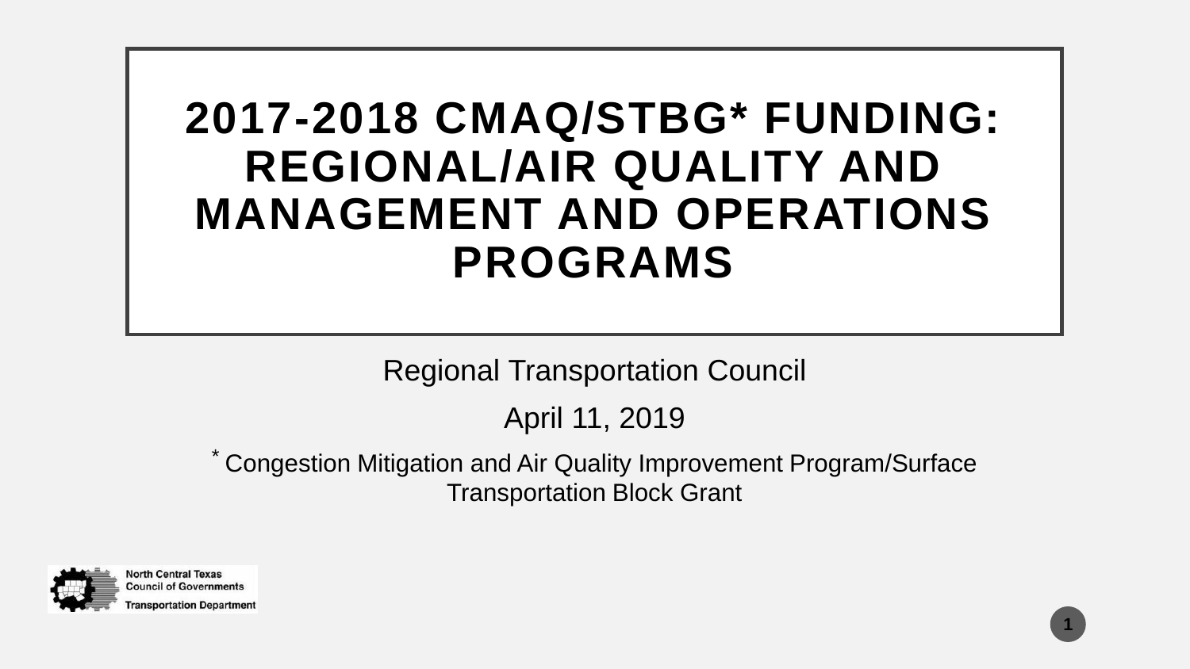# 2017-2018 CMAQ/STBG* FUNDING: REGIONAL/AIR QUALITY AND MANAGEMENT AND OPERATIONS PROGRAMS

Regional Transportation Council

April 11, 2019

* Congestion Mitigation and Air Quality Improvement Program/Surface Transportation Block Grant

North Central Texas Council of Governments
Transportation Department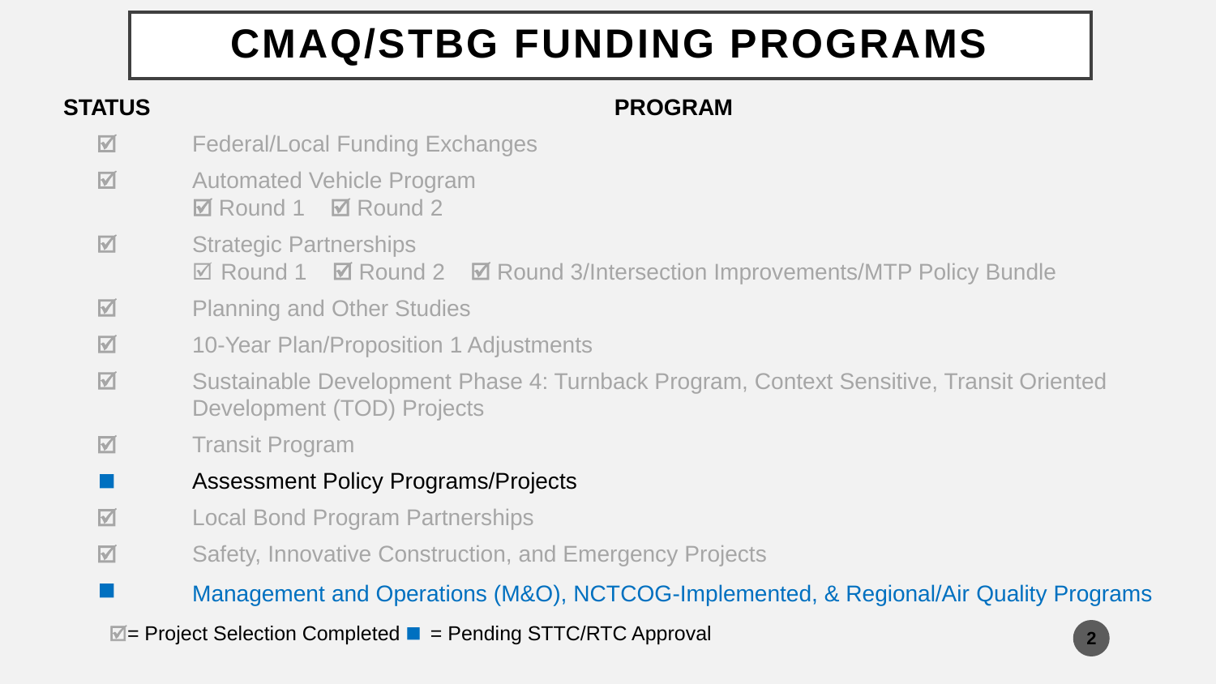# CMAQ/STBG FUNDING PROGRAMS

| STATUS | PROGRAM |
|---|---|
| ☑ | Federal/Local Funding Exchanges |
| ☑ | Automated Vehicle Program<br>☑ Round 1 ☑ Round 2 |
| ☑ | Strategic Partnerships<br>☑ Round 1 ☑ Round 2 ☑ Round 3/Intersection Improvements/MTP Policy Bundle |
| ☑ | Planning and Other Studies |
| ☑ | 10-Year Plan/Proposition 1 Adjustments |
| ☑ | Sustainable Development Phase 4: Turnback Program, Context Sensitive, Transit Oriented Development (TOD) Projects |
| ☑ | Transit Program |
| ■ | Assessment Policy Programs/Projects |
| ☑ | Local Bond Program Partnerships |
| ☑ | Safety, Innovative Construction, and Emergency Projects |
| ■ | Management and Operations (M&O), NCTCOG-Implemented, & Regional/Air Quality Programs |

☑= Project Selection Completed ■ = Pending STTC/RTC Approval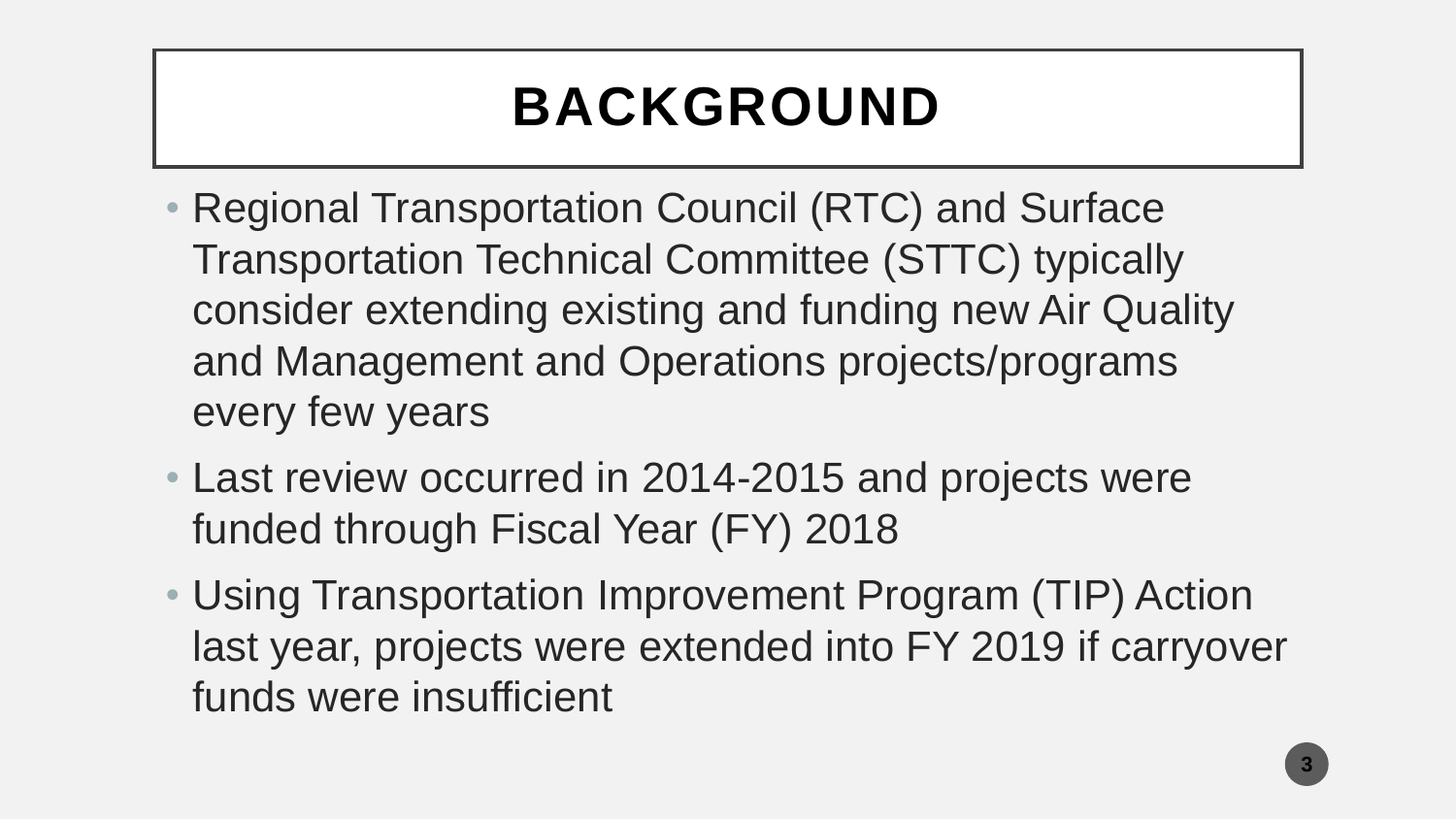# BACKGROUND

- Regional Transportation Council (RTC) and Surface Transportation Technical Committee (STTC) typically consider extending existing and funding new Air Quality and Management and Operations projects/programs every few years
- Last review occurred in 2014-2015 and projects were funded through Fiscal Year (FY) 2018
- Using Transportation Improvement Program (TIP) Action last year, projects were extended into FY 2019 if carryover funds were insufficient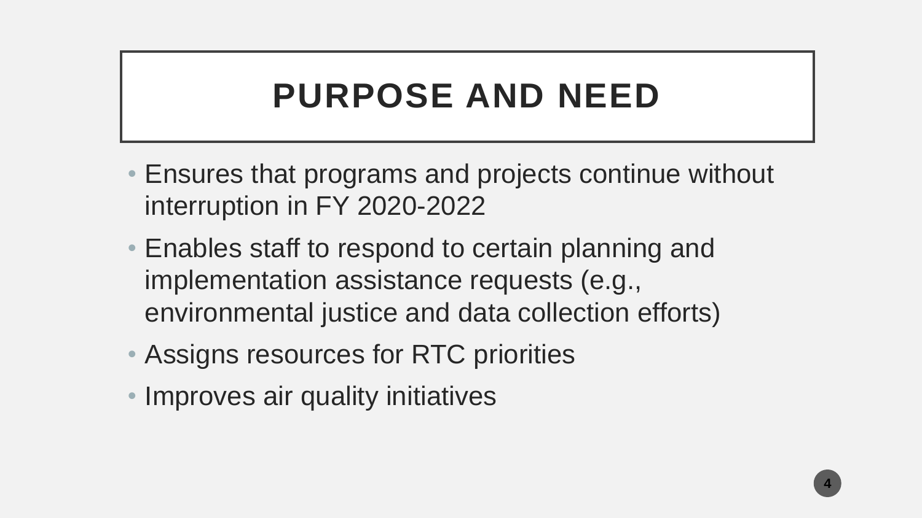# PURPOSE AND NEED

- Ensures that programs and projects continue without interruption in FY 2020-2022
- Enables staff to respond to certain planning and implementation assistance requests (e.g., environmental justice and data collection efforts)
- Assigns resources for RTC priorities
- Improves air quality initiatives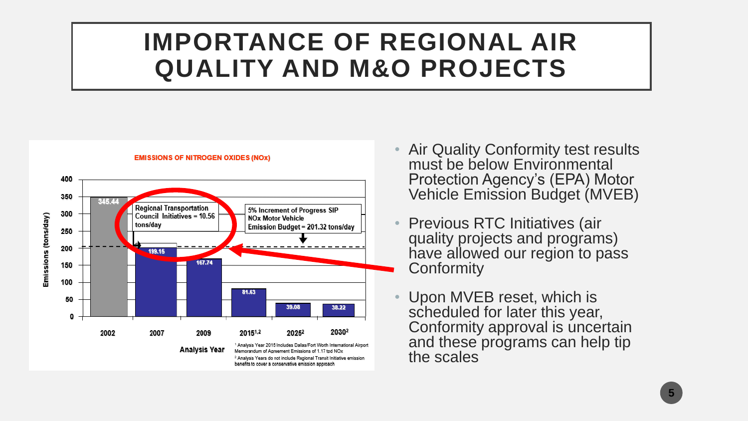# IMPORTANCE OF REGIONAL AIR QUALITY AND M&O PROJECTS

**EMISSIONS OF NITROGEN OXIDES (NOx)**

| Analysis Year | Emissions (tons/day) |
| --- | --- |
| 2002 | 345.44 |
| 2007 | 199.15 |
| 2009 | 167.74 |
| 2015[1,2] | 81.63 |
| 2025[2] | 39.08 |
| 2030[2] | 38.22 |

Regional Transportation Council Initiatives = 10.56 tons/day

5% Increment of Progress SIP NOx Motor Vehicle Emission Budget = 201.32 tons/day

[1] Analysis Year 2015 Includes Dallas/Fort Worth International Airport Memorandum of Agreement Emissions of 1.17 tpd NOx

[2] Analysis Years do not include Regional Transit Initiative emission benefits to cover a conservative emission approach

- Air Quality Conformity test results must be below Environmental Protection Agency's (EPA) Motor Vehicle Emission Budget (MVEB)
- Previous RTC Initiatives (air quality projects and programs) have allowed our region to pass Conformity
- Upon MVEB reset, which is scheduled for later this year, Conformity approval is uncertain and these programs can help tip the scales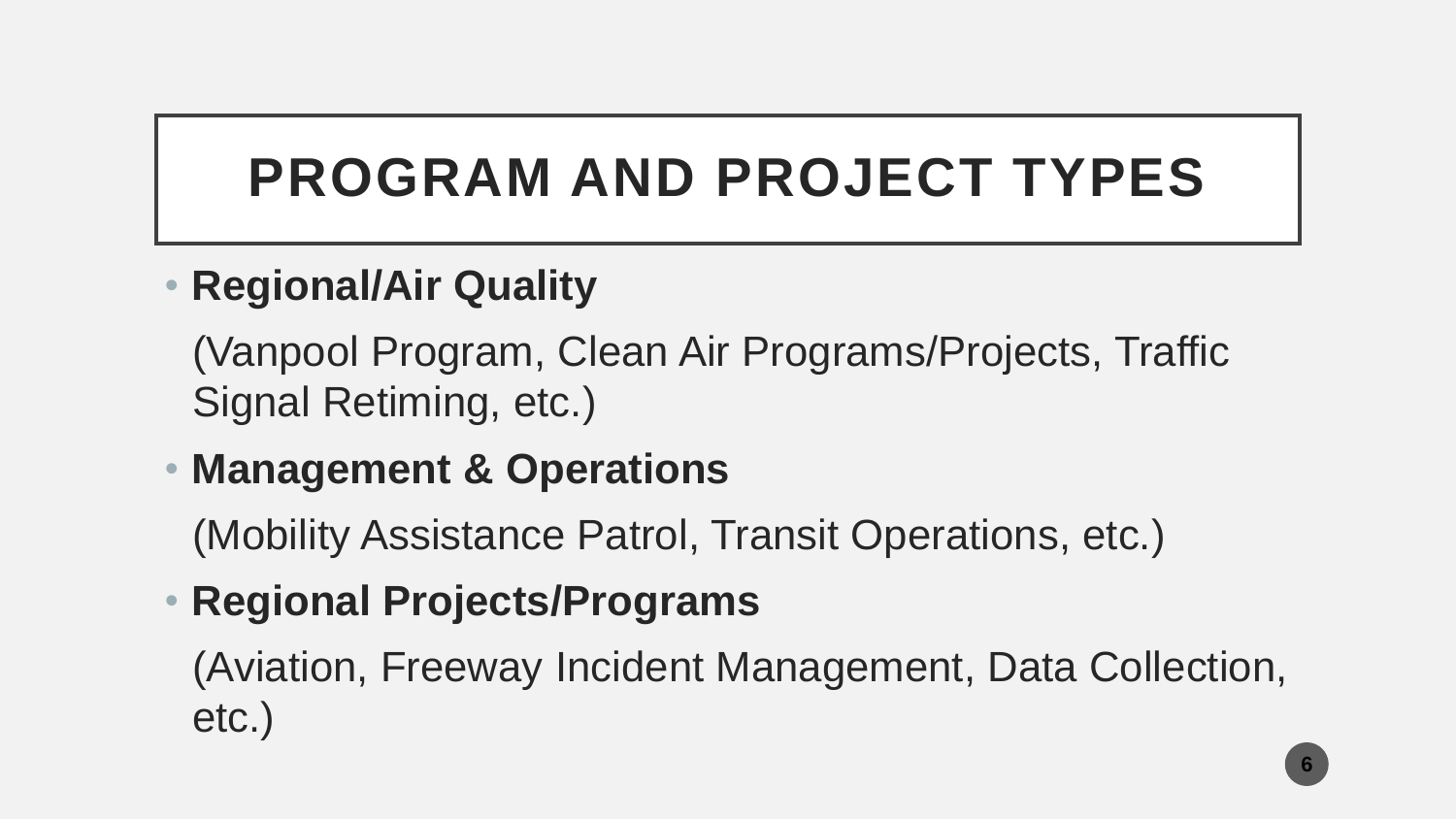# PROGRAM AND PROJECT TYPES

- **Regional/Air Quality**

  (Vanpool Program, Clean Air Programs/Projects, Traffic Signal Retiming, etc.)

- **Management & Operations**

  (Mobility Assistance Patrol, Transit Operations, etc.)

- **Regional Projects/Programs**

  (Aviation, Freeway Incident Management, Data Collection, etc.)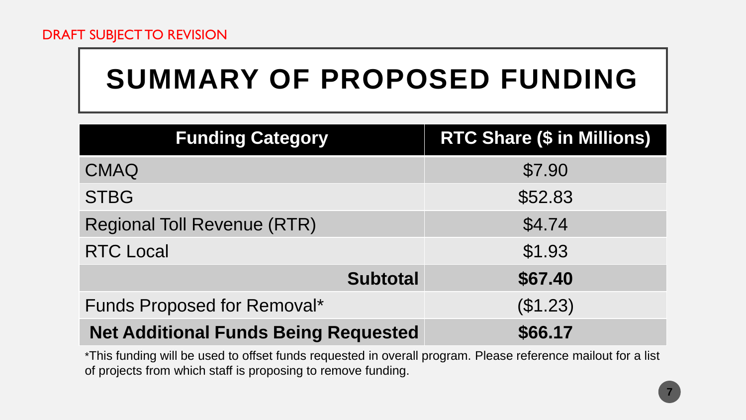DRAFT SUBJECT TO REVISION

# SUMMARY OF PROPOSED FUNDING

| Funding Category | RTC Share ($ in Millions) |
| --- | --- |
| CMAQ | $7.90 |
| STBG | $52.83 |
| Regional Toll Revenue (RTR) | $4.74 |
| RTC Local | $1.93 |
| **Subtotal** | **$67.40** |
| Funds Proposed for Removal* | ($1.23) |
| **Net Additional Funds Being Requested** | **$66.17** |

*This funding will be used to offset funds requested in overall program. Please reference mailout for a list of projects from which staff is proposing to remove funding.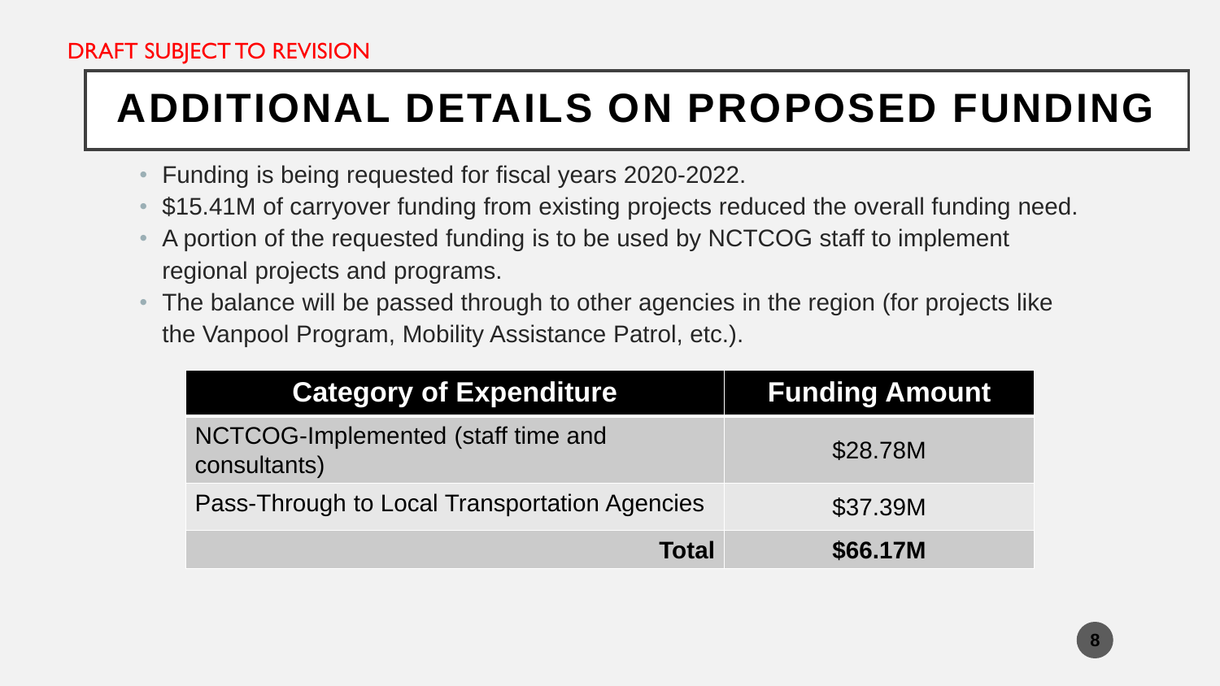DRAFT SUBJECT TO REVISION

# ADDITIONAL DETAILS ON PROPOSED FUNDING

- Funding is being requested for fiscal years 2020-2022.
- $15.41M of carryover funding from existing projects reduced the overall funding need.
- A portion of the requested funding is to be used by NCTCOG staff to implement regional projects and programs.
- The balance will be passed through to other agencies in the region (for projects like the Vanpool Program, Mobility Assistance Patrol, etc.).

| Category of Expenditure | Funding Amount |
|---|---|
| NCTCOG-Implemented (staff time and consultants) | $28.78M |
| Pass-Through to Local Transportation Agencies | $37.39M |
| **Total** | **$66.17M** |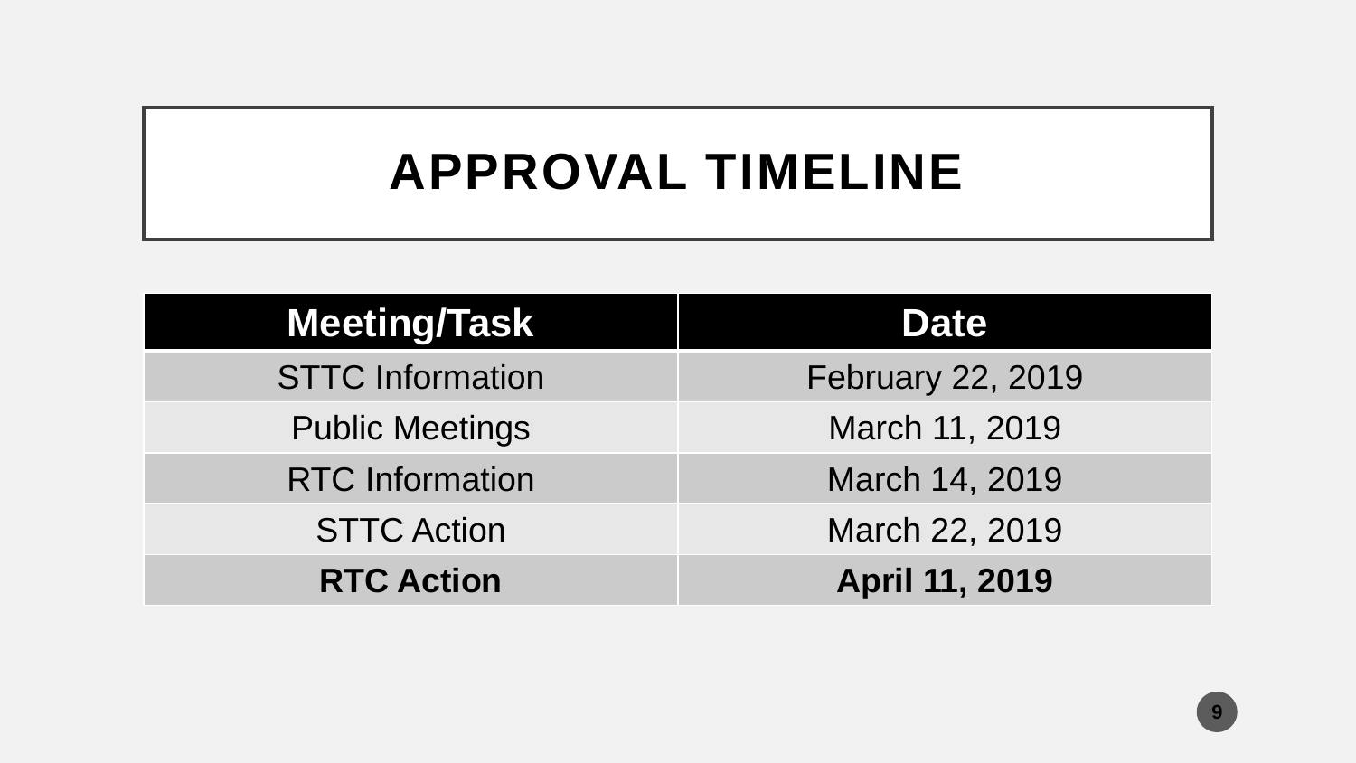# APPROVAL TIMELINE

| Meeting/Task | Date |
|---|---|
| STTC Information | February 22, 2019 |
| Public Meetings | March 11, 2019 |
| RTC Information | March 14, 2019 |
| STTC Action | March 22, 2019 |
| **RTC Action** | **April 11, 2019** |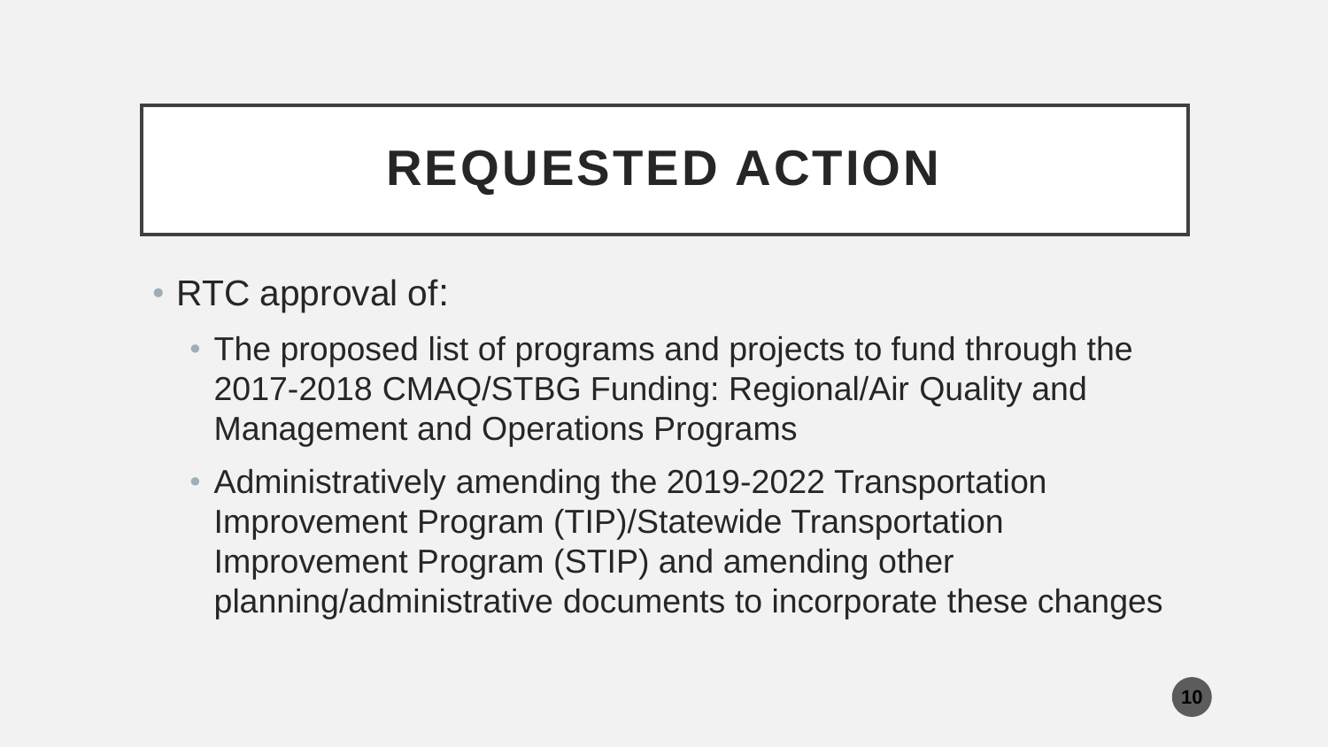# REQUESTED ACTION

- RTC approval of:
  - The proposed list of programs and projects to fund through the 2017-2018 CMAQ/STBG Funding: Regional/Air Quality and Management and Operations Programs
  - Administratively amending the 2019-2022 Transportation Improvement Program (TIP)/Statewide Transportation Improvement Program (STIP) and amending other planning/administrative documents to incorporate these changes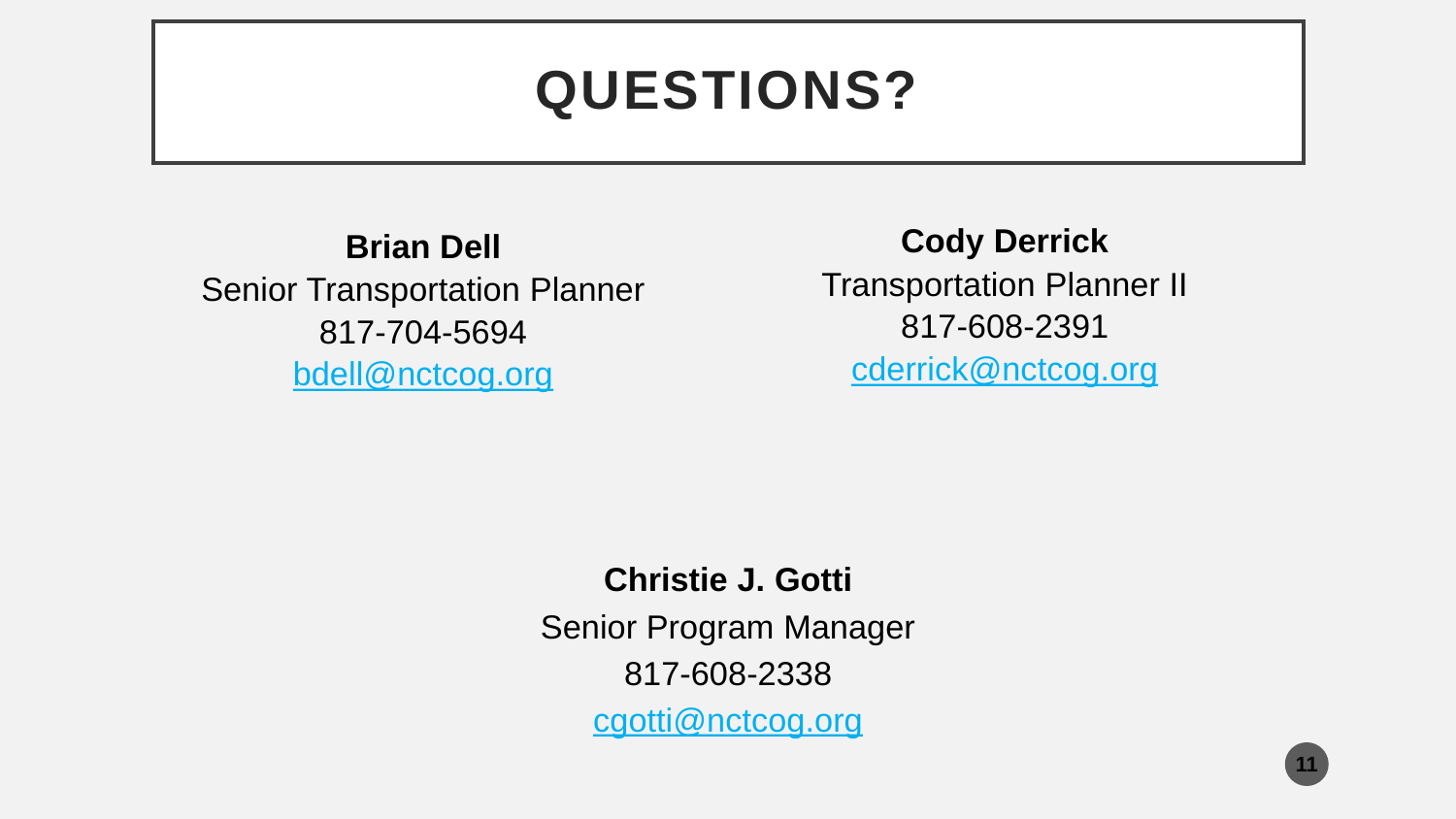# QUESTIONS?

**Brian Dell**
Senior Transportation Planner
817-704-5694
bdell@nctcog.org

**Cody Derrick**
Transportation Planner II
817-608-2391
cderrick@nctcog.org

**Christie J. Gotti**
Senior Program Manager
817-608-2338
cgotti@nctcog.org